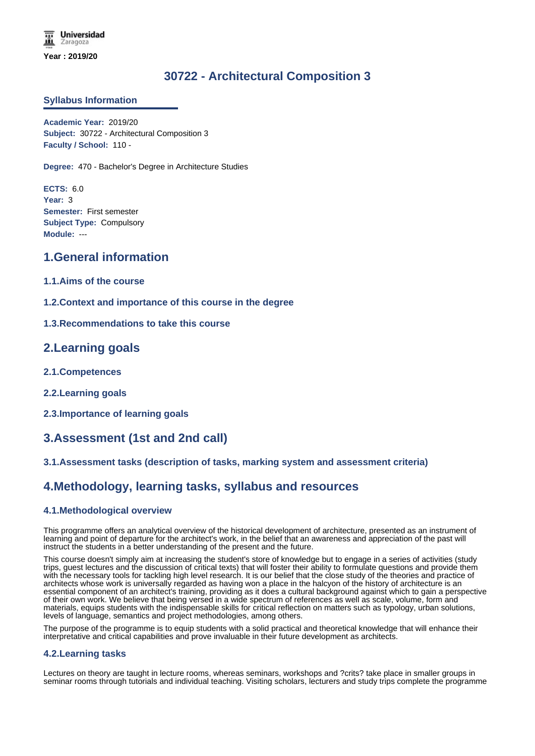Universidad Zaragoza

**Year : 2019/20**

# 30722 - Architectural Composition 3

## Syllabus Information

**Academic Year:** 2019/20
**Subject:** 30722 - Architectural Composition 3
**Faculty / School:** 110 -

**Degree:** 470 - Bachelor's Degree in Architecture Studies

**ECTS:** 6.0
**Year:** 3
**Semester:** First semester
**Subject Type:** Compulsory
**Module:** ---

## 1.General information

### 1.1.Aims of the course

### 1.2.Context and importance of this course in the degree

### 1.3.Recommendations to take this course

## 2.Learning goals

### 2.1.Competences

### 2.2.Learning goals

### 2.3.Importance of learning goals

## 3.Assessment (1st and 2nd call)

### 3.1.Assessment tasks (description of tasks, marking system and assessment criteria)

## 4.Methodology, learning tasks, syllabus and resources

### 4.1.Methodological overview

This programme offers an analytical overview of the historical development of architecture, presented as an instrument of learning and point of departure for the architect's work, in the belief that an awareness and appreciation of the past will instruct the students in a better understanding of the present and the future.

This course doesn't simply aim at increasing the student's store of knowledge but to engage in a series of activities (study trips, guest lectures and the discussion of critical texts) that will foster their ability to formulate questions and provide them with the necessary tools for tackling high level research. It is our belief that the close study of the theories and practice of architects whose work is universally regarded as having won a place in the halcyon of the history of architecture is an essential component of an architect's training, providing as it does a cultural background against which to gain a perspective of their own work. We believe that being versed in a wide spectrum of references as well as scale, volume, form and materials, equips students with the indispensable skills for critical reflection on matters such as typology, urban solutions, levels of language, semantics and project methodologies, among others.

The purpose of the programme is to equip students with a solid practical and theoretical knowledge that will enhance their interpretative and critical capabilities and prove invaluable in their future development as architects.

### 4.2.Learning tasks

Lectures on theory are taught in lecture rooms, whereas seminars, workshops and ?crits? take place in smaller groups in seminar rooms through tutorials and individual teaching. Visiting scholars, lecturers and study trips complete the programme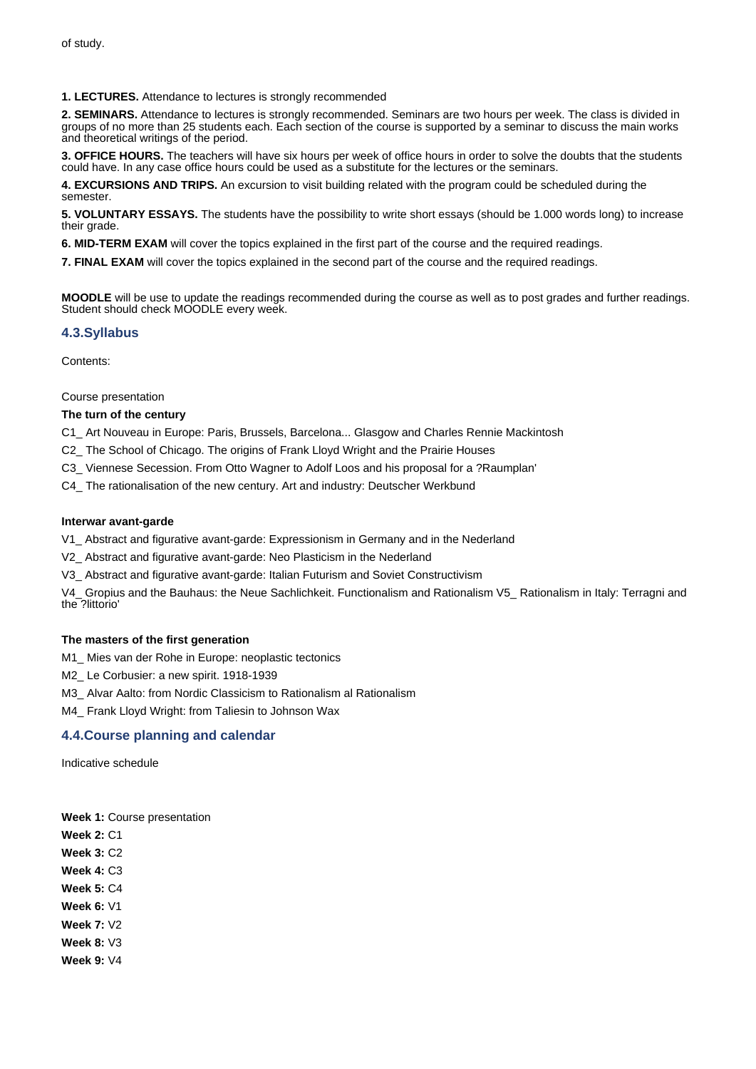of study.

**1. LECTURES.** Attendance to lectures is strongly recommended

**2. SEMINARS.** Attendance to lectures is strongly recommended. Seminars are two hours per week. The class is divided in groups of no more than 25 students each. Each section of the course is supported by a seminar to discuss the main works and theoretical writings of the period.

**3. OFFICE HOURS.** The teachers will have six hours per week of office hours in order to solve the doubts that the students could have. In any case office hours could be used as a substitute for the lectures or the seminars.

**4. EXCURSIONS AND TRIPS.** An excursion to visit building related with the program could be scheduled during the semester.

**5. VOLUNTARY ESSAYS.** The students have the possibility to write short essays (should be 1.000 words long) to increase their grade.

**6. MID-TERM EXAM** will cover the topics explained in the first part of the course and the required readings.

**7. FINAL EXAM** will cover the topics explained in the second part of the course and the required readings.

**MOODLE** will be use to update the readings recommended during the course as well as to post grades and further readings. Student should check MOODLE every week.

## 4.3.Syllabus

Contents:

Course presentation

**The turn of the century**

C1_ Art Nouveau in Europe: Paris, Brussels, Barcelona... Glasgow and Charles Rennie Mackintosh

C2_ The School of Chicago. The origins of Frank Lloyd Wright and the Prairie Houses

C3_ Viennese Secession. From Otto Wagner to Adolf Loos and his proposal for a ?Raumplan'

C4_ The rationalisation of the new century. Art and industry: Deutscher Werkbund

**Interwar avant-garde**

V1_ Abstract and figurative avant-garde: Expressionism in Germany and in the Nederland

V2_ Abstract and figurative avant-garde: Neo Plasticism in the Nederland

V3_ Abstract and figurative avant-garde: Italian Futurism and Soviet Constructivism

V4_ Gropius and the Bauhaus: the Neue Sachlichkeit. Functionalism and Rationalism V5_ Rationalism in Italy: Terragni and the ?littorio'

**The masters of the first generation**

M1_ Mies van der Rohe in Europe: neoplastic tectonics

M2_ Le Corbusier: a new spirit. 1918-1939

M3_ Alvar Aalto: from Nordic Classicism to Rationalism al Rationalism

M4_ Frank Lloyd Wright: from Taliesin to Johnson Wax

## 4.4.Course planning and calendar

Indicative schedule

**Week 1:** Course presentation

**Week 2:** C1

**Week 3:** C2

**Week 4:** C3

**Week 5:** C4

**Week 6:** V1

**Week 7:** V2

**Week 8:** V3

**Week 9:** V4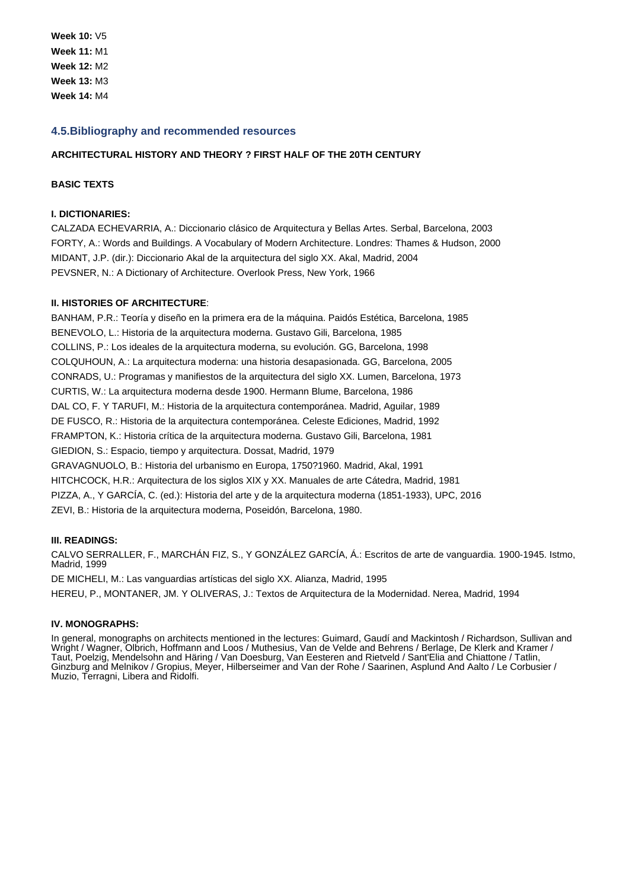**Week 10:** V5
**Week 11:** M1
**Week 12:** M2
**Week 13:** M3
**Week 14:** M4

## 4.5.Bibliography and recommended resources

**ARCHITECTURAL HISTORY AND THEORY ? FIRST HALF OF THE 20TH CENTURY**

**BASIC TEXTS**

**I. DICTIONARIES:**

CALZADA ECHEVARRIA, A.: Diccionario clásico de Arquitectura y Bellas Artes. Serbal, Barcelona, 2003
FORTY, A.: Words and Buildings. A Vocabulary of Modern Architecture. Londres: Thames & Hudson, 2000
MIDANT, J.P. (dir.): Diccionario Akal de la arquitectura del siglo XX. Akal, Madrid, 2004
PEVSNER, N.: A Dictionary of Architecture. Overlook Press, New York, 1966

**II. HISTORIES OF ARCHITECTURE**:

BANHAM, P.R.: Teoría y diseño en la primera era de la máquina. Paidós Estética, Barcelona, 1985
BENEVOLO, L.: Historia de la arquitectura moderna. Gustavo Gili, Barcelona, 1985
COLLINS, P.: Los ideales de la arquitectura moderna, su evolución. GG, Barcelona, 1998
COLQUHOUN, A.: La arquitectura moderna: una historia desapasionada. GG, Barcelona, 2005
CONRADS, U.: Programas y manifiestos de la arquitectura del siglo XX. Lumen, Barcelona, 1973
CURTIS, W.: La arquitectura moderna desde 1900. Hermann Blume, Barcelona, 1986
DAL CO, F. Y TARUFI, M.: Historia de la arquitectura contemporánea. Madrid, Aguilar, 1989
DE FUSCO, R.: Historia de la arquitectura contemporánea. Celeste Ediciones, Madrid, 1992
FRAMPTON, K.: Historia crítica de la arquitectura moderna. Gustavo Gili, Barcelona, 1981
GIEDION, S.: Espacio, tiempo y arquitectura. Dossat, Madrid, 1979
GRAVAGNUOLO, B.: Historia del urbanismo en Europa, 1750?1960. Madrid, Akal, 1991
HITCHCOCK, H.R.: Arquitectura de los siglos XIX y XX. Manuales de arte Cátedra, Madrid, 1981
PIZZA, A., Y GARCÍA, C. (ed.): Historia del arte y de la arquitectura moderna (1851-1933), UPC, 2016
ZEVI, B.: Historia de la arquitectura moderna, Poseidón, Barcelona, 1980.

**III. READINGS:**

CALVO SERRALLER, F., MARCHÁN FIZ, S., Y GONZÁLEZ GARCÍA, Á.: Escritos de arte de vanguardia. 1900-1945. Istmo, Madrid, 1999
DE MICHELI, M.: Las vanguardias artísticas del siglo XX. Alianza, Madrid, 1995
HEREU, P., MONTANER, JM. Y OLIVERAS, J.: Textos de Arquitectura de la Modernidad. Nerea, Madrid, 1994

**IV. MONOGRAPHS:**

In general, monographs on architects mentioned in the lectures: Guimard, Gaudí and Mackintosh / Richardson, Sullivan and Wright / Wagner, Olbrich, Hoffmann and Loos / Muthesius, Van de Velde and Behrens / Berlage, De Klerk and Kramer / Taut, Poelzig, Mendelsohn and Häring / Van Doesburg, Van Eesteren and Rietveld / Sant'Elia and Chiattone / Tatlin, Ginzburg and Melnikov / Gropius, Meyer, Hilberseimer and Van der Rohe / Saarinen, Asplund And Aalto / Le Corbusier / Muzio, Terragni, Libera and Ridolfi.